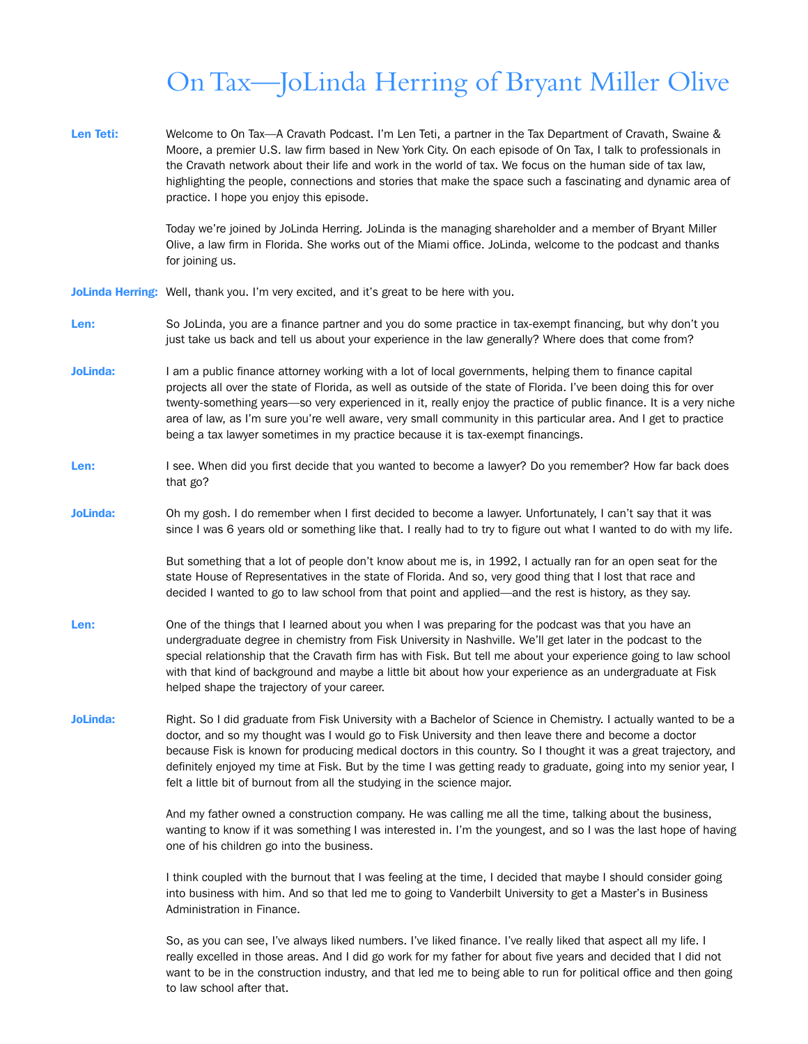# On Tax—JoLinda Herring of Bryant Miller Olive

**Len Teti:** Welcome to On Tax—A Cravath Podcast. I'm Len Teti, a partner in the Tax Department of Cravath, Swaine & Moore, a premier U.S. law firm based in New York City. On each episode of On Tax, I talk to professionals in the Cravath network about their life and work in the world of tax. We focus on the human side of tax law, highlighting the people, connections and stories that make the space such a fascinating and dynamic area of practice. I hope you enjoy this episode.

Today we're joined by JoLinda Herring. JoLinda is the managing shareholder and a member of Bryant Miller Olive, a law firm in Florida. She works out of the Miami office. JoLinda, welcome to the podcast and thanks for joining us.

**JoLinda Herring:** Well, thank you. I'm very excited, and it's great to be here with you.

**Len:** So JoLinda, you are a finance partner and you do some practice in tax-exempt financing, but why don't you just take us back and tell us about your experience in the law generally? Where does that come from?

**JoLinda:** I am a public finance attorney working with a lot of local governments, helping them to finance capital projects all over the state of Florida, as well as outside of the state of Florida. I've been doing this for over twenty-something years—so very experienced in it, really enjoy the practice of public finance. It is a very niche area of law, as I'm sure you're well aware, very small community in this particular area. And I get to practice being a tax lawyer sometimes in my practice because it is tax-exempt financings.

**Len:** I see. When did you first decide that you wanted to become a lawyer? Do you remember? How far back does that go?

**JoLinda:** Oh my gosh. I do remember when I first decided to become a lawyer. Unfortunately, I can't say that it was since I was 6 years old or something like that. I really had to try to figure out what I wanted to do with my life.

But something that a lot of people don't know about me is, in 1992, I actually ran for an open seat for the state House of Representatives in the state of Florida. And so, very good thing that I lost that race and decided I wanted to go to law school from that point and applied—and the rest is history, as they say.

**Len:** One of the things that I learned about you when I was preparing for the podcast was that you have an undergraduate degree in chemistry from Fisk University in Nashville. We'll get later in the podcast to the special relationship that the Cravath firm has with Fisk. But tell me about your experience going to law school with that kind of background and maybe a little bit about how your experience as an undergraduate at Fisk helped shape the trajectory of your career.

**JoLinda:** Right. So I did graduate from Fisk University with a Bachelor of Science in Chemistry. I actually wanted to be a doctor, and so my thought was I would go to Fisk University and then leave there and become a doctor because Fisk is known for producing medical doctors in this country. So I thought it was a great trajectory, and definitely enjoyed my time at Fisk. But by the time I was getting ready to graduate, going into my senior year, I felt a little bit of burnout from all the studying in the science major.

And my father owned a construction company. He was calling me all the time, talking about the business, wanting to know if it was something I was interested in. I'm the youngest, and so I was the last hope of having one of his children go into the business.

I think coupled with the burnout that I was feeling at the time, I decided that maybe I should consider going into business with him. And so that led me to going to Vanderbilt University to get a Master's in Business Administration in Finance.

So, as you can see, I've always liked numbers. I've liked finance. I've really liked that aspect all my life. I really excelled in those areas. And I did go work for my father for about five years and decided that I did not want to be in the construction industry, and that led me to being able to run for political office and then going to law school after that.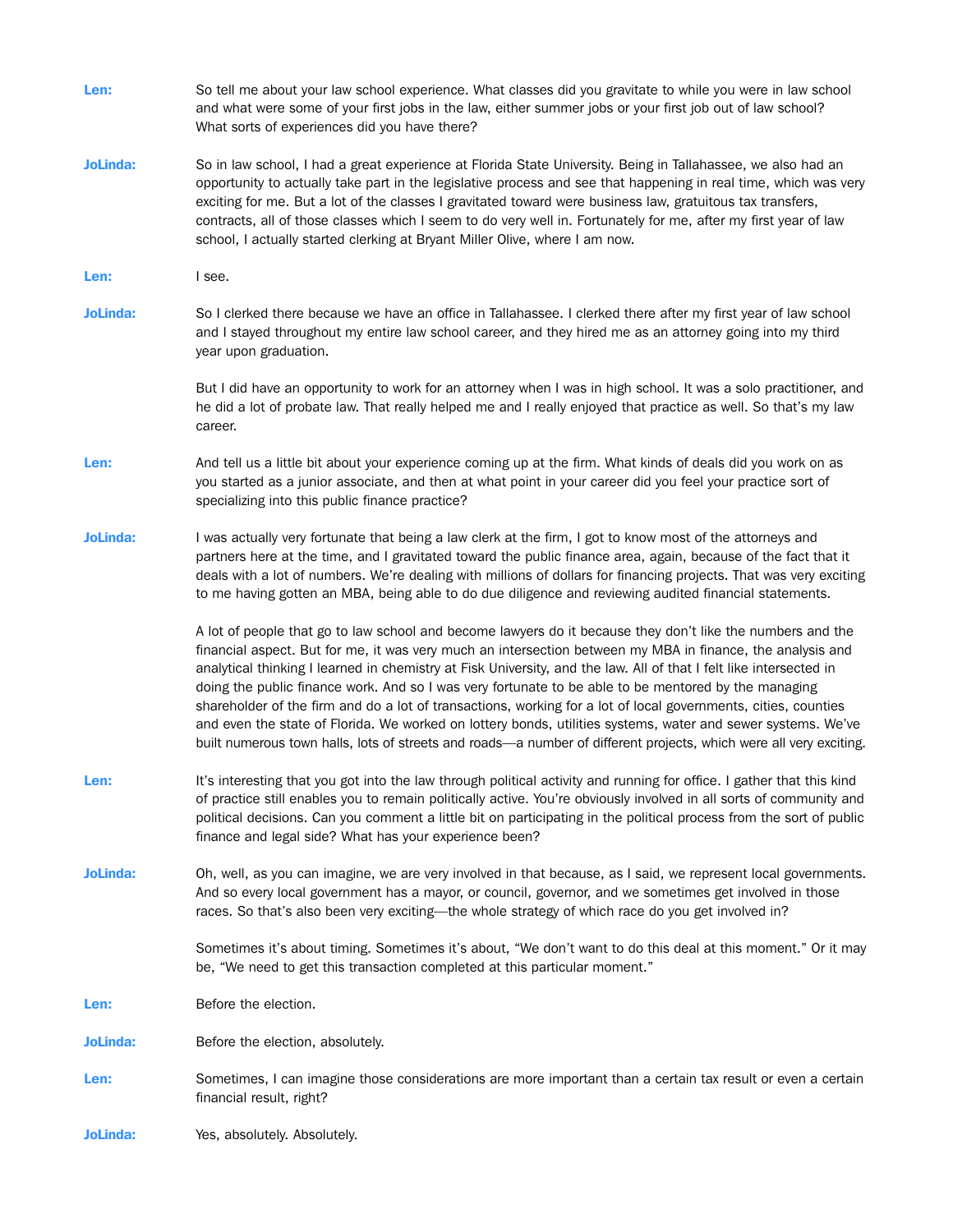**Len:** So tell me about your law school experience. What classes did you gravitate to while you were in law school and what were some of your first jobs in the law, either summer jobs or your first job out of law school? What sorts of experiences did you have there?

**JoLinda:** So in law school, I had a great experience at Florida State University. Being in Tallahassee, we also had an opportunity to actually take part in the legislative process and see that happening in real time, which was very exciting for me. But a lot of the classes I gravitated toward were business law, gratuitous tax transfers, contracts, all of those classes which I seem to do very well in. Fortunately for me, after my first year of law school, I actually started clerking at Bryant Miller Olive, where I am now.

**Len:** I see.

**JoLinda:** So I clerked there because we have an office in Tallahassee. I clerked there after my first year of law school and I stayed throughout my entire law school career, and they hired me as an attorney going into my third year upon graduation.

But I did have an opportunity to work for an attorney when I was in high school. It was a solo practitioner, and he did a lot of probate law. That really helped me and I really enjoyed that practice as well. So that's my law career.

**Len:** And tell us a little bit about your experience coming up at the firm. What kinds of deals did you work on as you started as a junior associate, and then at what point in your career did you feel your practice sort of specializing into this public finance practice?

**JoLinda:** I was actually very fortunate that being a law clerk at the firm, I got to know most of the attorneys and partners here at the time, and I gravitated toward the public finance area, again, because of the fact that it deals with a lot of numbers. We're dealing with millions of dollars for financing projects. That was very exciting to me having gotten an MBA, being able to do due diligence and reviewing audited financial statements.

A lot of people that go to law school and become lawyers do it because they don't like the numbers and the financial aspect. But for me, it was very much an intersection between my MBA in finance, the analysis and analytical thinking I learned in chemistry at Fisk University, and the law. All of that I felt like intersected in doing the public finance work. And so I was very fortunate to be able to be mentored by the managing shareholder of the firm and do a lot of transactions, working for a lot of local governments, cities, counties and even the state of Florida. We worked on lottery bonds, utilities systems, water and sewer systems. We've built numerous town halls, lots of streets and roads—a number of different projects, which were all very exciting.

**Len:** It's interesting that you got into the law through political activity and running for office. I gather that this kind of practice still enables you to remain politically active. You're obviously involved in all sorts of community and political decisions. Can you comment a little bit on participating in the political process from the sort of public finance and legal side? What has your experience been?

**JoLinda:** Oh, well, as you can imagine, we are very involved in that because, as I said, we represent local governments. And so every local government has a mayor, or council, governor, and we sometimes get involved in those races. So that's also been very exciting—the whole strategy of which race do you get involved in?

Sometimes it's about timing. Sometimes it's about, "We don't want to do this deal at this moment." Or it may be, "We need to get this transaction completed at this particular moment."

**Len:** Before the election.

**JoLinda:** Before the election, absolutely.

**Len:** Sometimes, I can imagine those considerations are more important than a certain tax result or even a certain financial result, right?

**JoLinda:** Yes, absolutely. Absolutely.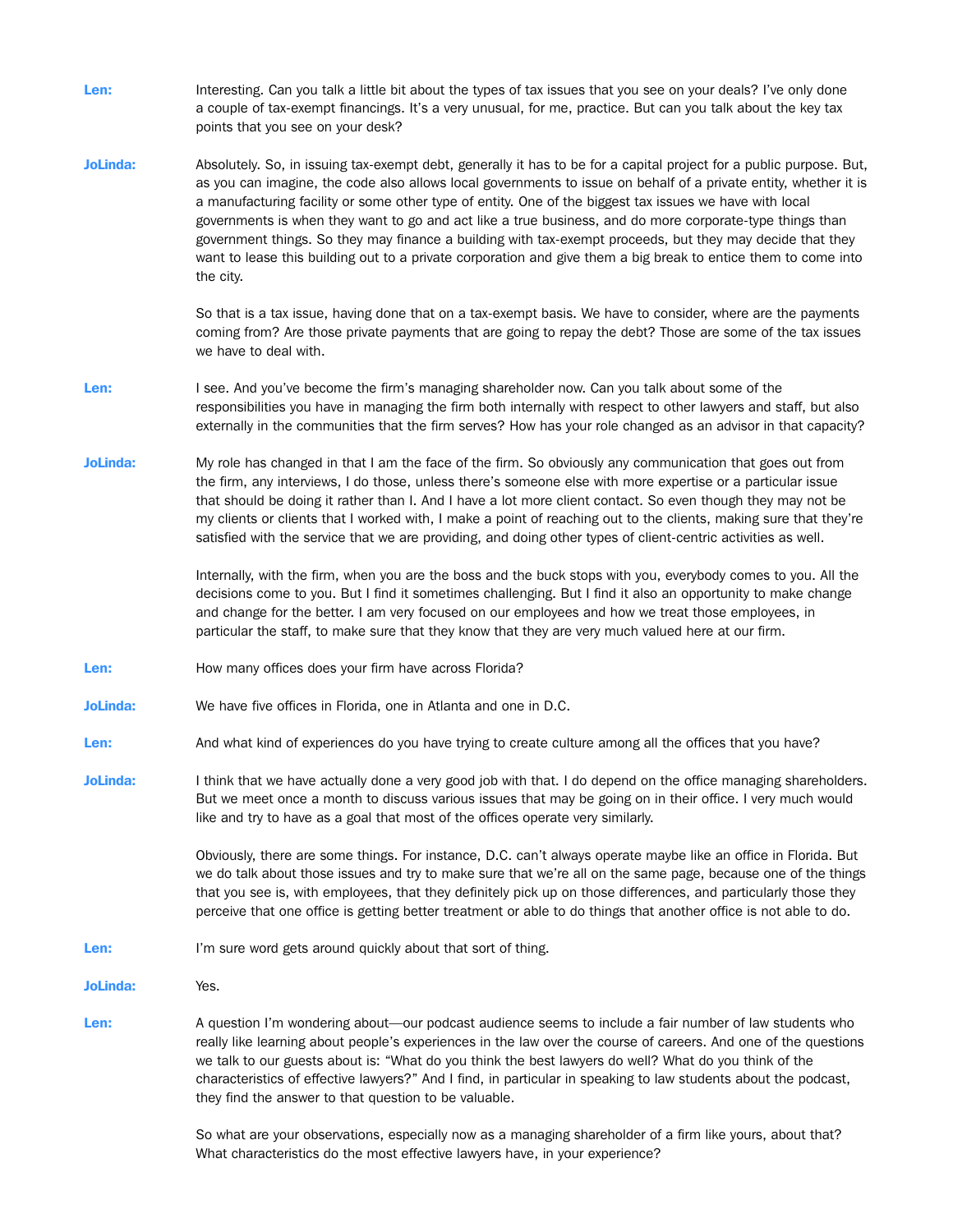**Len:** Interesting. Can you talk a little bit about the types of tax issues that you see on your deals? I've only done a couple of tax-exempt financings. It's a very unusual, for me, practice. But can you talk about the key tax points that you see on your desk?

**JoLinda:** Absolutely. So, in issuing tax-exempt debt, generally it has to be for a capital project for a public purpose. But, as you can imagine, the code also allows local governments to issue on behalf of a private entity, whether it is a manufacturing facility or some other type of entity. One of the biggest tax issues we have with local governments is when they want to go and act like a true business, and do more corporate-type things than government things. So they may finance a building with tax-exempt proceeds, but they may decide that they want to lease this building out to a private corporation and give them a big break to entice them to come into the city.

So that is a tax issue, having done that on a tax-exempt basis. We have to consider, where are the payments coming from? Are those private payments that are going to repay the debt? Those are some of the tax issues we have to deal with.

**Len:** I see. And you've become the firm's managing shareholder now. Can you talk about some of the responsibilities you have in managing the firm both internally with respect to other lawyers and staff, but also externally in the communities that the firm serves? How has your role changed as an advisor in that capacity?

**JoLinda:** My role has changed in that I am the face of the firm. So obviously any communication that goes out from the firm, any interviews, I do those, unless there's someone else with more expertise or a particular issue that should be doing it rather than I. And I have a lot more client contact. So even though they may not be my clients or clients that I worked with, I make a point of reaching out to the clients, making sure that they're satisfied with the service that we are providing, and doing other types of client-centric activities as well.

Internally, with the firm, when you are the boss and the buck stops with you, everybody comes to you. All the decisions come to you. But I find it sometimes challenging. But I find it also an opportunity to make change and change for the better. I am very focused on our employees and how we treat those employees, in particular the staff, to make sure that they know that they are very much valued here at our firm.

**Len:** How many offices does your firm have across Florida?

**JoLinda:** We have five offices in Florida, one in Atlanta and one in D.C.

**Len:** And what kind of experiences do you have trying to create culture among all the offices that you have?

**JoLinda:** I think that we have actually done a very good job with that. I do depend on the office managing shareholders. But we meet once a month to discuss various issues that may be going on in their office. I very much would like and try to have as a goal that most of the offices operate very similarly.

Obviously, there are some things. For instance, D.C. can't always operate maybe like an office in Florida. But we do talk about those issues and try to make sure that we're all on the same page, because one of the things that you see is, with employees, that they definitely pick up on those differences, and particularly those they perceive that one office is getting better treatment or able to do things that another office is not able to do.

**Len:** I'm sure word gets around quickly about that sort of thing.

**JoLinda:** Yes.

**Len:** A question I'm wondering about—our podcast audience seems to include a fair number of law students who really like learning about people's experiences in the law over the course of careers. And one of the questions we talk to our guests about is: "What do you think the best lawyers do well? What do you think of the characteristics of effective lawyers?" And I find, in particular in speaking to law students about the podcast, they find the answer to that question to be valuable.

So what are your observations, especially now as a managing shareholder of a firm like yours, about that? What characteristics do the most effective lawyers have, in your experience?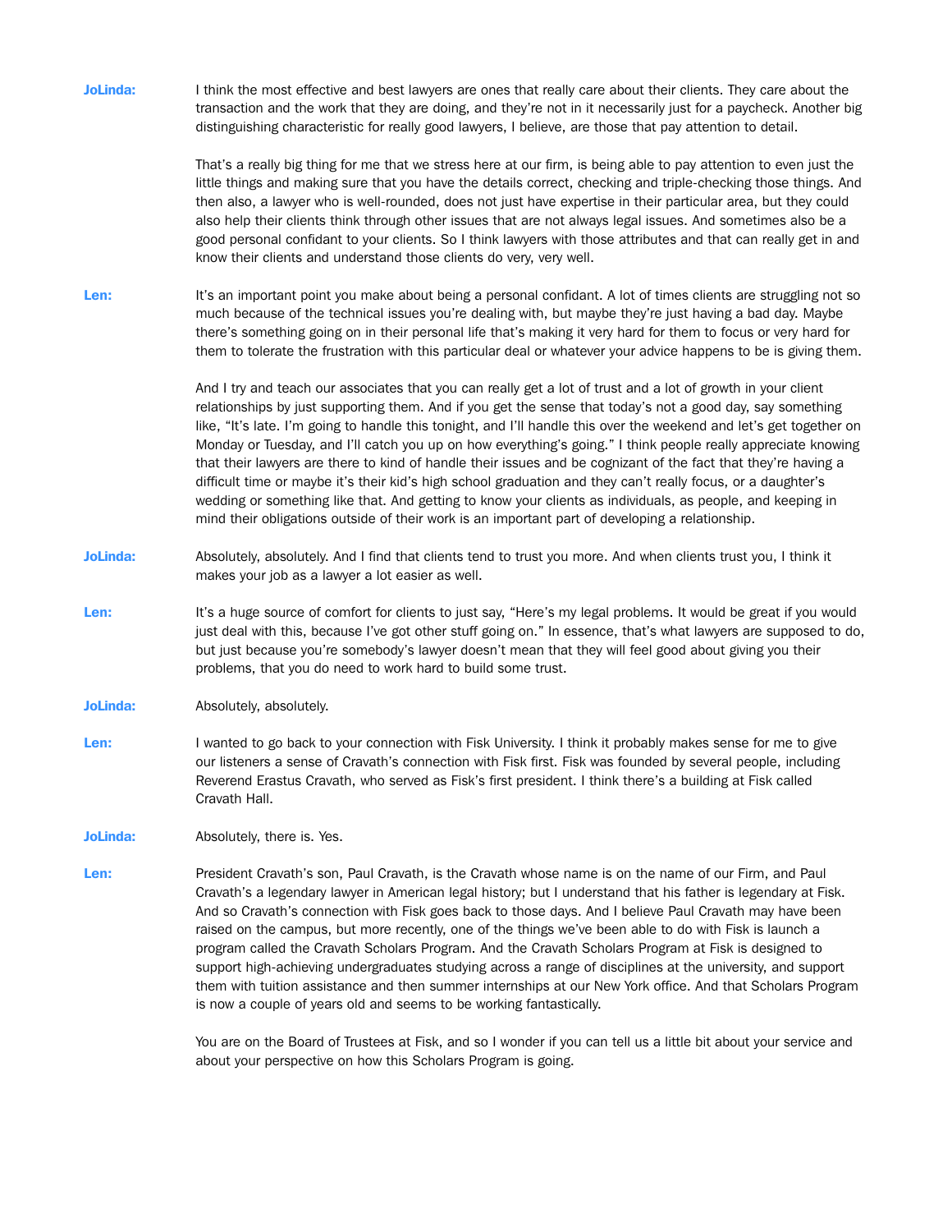**JoLinda:** I think the most effective and best lawyers are ones that really care about their clients. They care about the transaction and the work that they are doing, and they're not in it necessarily just for a paycheck. Another big distinguishing characteristic for really good lawyers, I believe, are those that pay attention to detail.

That's a really big thing for me that we stress here at our firm, is being able to pay attention to even just the little things and making sure that you have the details correct, checking and triple-checking those things. And then also, a lawyer who is well-rounded, does not just have expertise in their particular area, but they could also help their clients think through other issues that are not always legal issues. And sometimes also be a good personal confidant to your clients. So I think lawyers with those attributes and that can really get in and know their clients and understand those clients do very, very well.

**Len:** It's an important point you make about being a personal confidant. A lot of times clients are struggling not so much because of the technical issues you're dealing with, but maybe they're just having a bad day. Maybe there's something going on in their personal life that's making it very hard for them to focus or very hard for them to tolerate the frustration with this particular deal or whatever your advice happens to be is giving them.

And I try and teach our associates that you can really get a lot of trust and a lot of growth in your client relationships by just supporting them. And if you get the sense that today's not a good day, say something like, "It's late. I'm going to handle this tonight, and I'll handle this over the weekend and let's get together on Monday or Tuesday, and I'll catch you up on how everything's going." I think people really appreciate knowing that their lawyers are there to kind of handle their issues and be cognizant of the fact that they're having a difficult time or maybe it's their kid's high school graduation and they can't really focus, or a daughter's wedding or something like that. And getting to know your clients as individuals, as people, and keeping in mind their obligations outside of their work is an important part of developing a relationship.

**JoLinda:** Absolutely, absolutely. And I find that clients tend to trust you more. And when clients trust you, I think it makes your job as a lawyer a lot easier as well.

**Len:** It's a huge source of comfort for clients to just say, "Here's my legal problems. It would be great if you would just deal with this, because I've got other stuff going on." In essence, that's what lawyers are supposed to do, but just because you're somebody's lawyer doesn't mean that they will feel good about giving you their problems, that you do need to work hard to build some trust.

**JoLinda:** Absolutely, absolutely.

**Len:** I wanted to go back to your connection with Fisk University. I think it probably makes sense for me to give our listeners a sense of Cravath's connection with Fisk first. Fisk was founded by several people, including Reverend Erastus Cravath, who served as Fisk's first president. I think there's a building at Fisk called Cravath Hall.

**JoLinda:** Absolutely, there is. Yes.

**Len:** President Cravath's son, Paul Cravath, is the Cravath whose name is on the name of our Firm, and Paul Cravath's a legendary lawyer in American legal history; but I understand that his father is legendary at Fisk. And so Cravath's connection with Fisk goes back to those days. And I believe Paul Cravath may have been raised on the campus, but more recently, one of the things we've been able to do with Fisk is launch a program called the Cravath Scholars Program. And the Cravath Scholars Program at Fisk is designed to support high-achieving undergraduates studying across a range of disciplines at the university, and support them with tuition assistance and then summer internships at our New York office. And that Scholars Program is now a couple of years old and seems to be working fantastically.

You are on the Board of Trustees at Fisk, and so I wonder if you can tell us a little bit about your service and about your perspective on how this Scholars Program is going.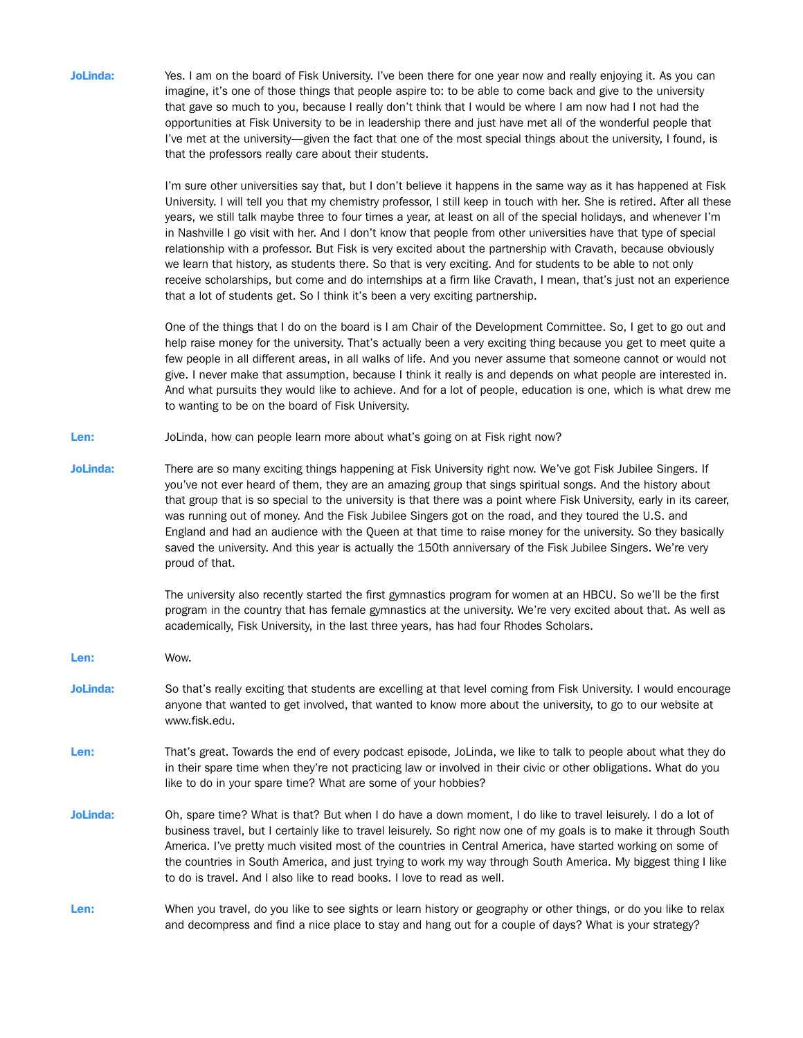**JoLinda:** Yes. I am on the board of Fisk University. I've been there for one year now and really enjoying it. As you can imagine, it's one of those things that people aspire to: to be able to come back and give to the university that gave so much to you, because I really don't think that I would be where I am now had I not had the opportunities at Fisk University to be in leadership there and just have met all of the wonderful people that I've met at the university—given the fact that one of the most special things about the university, I found, is that the professors really care about their students.

I'm sure other universities say that, but I don't believe it happens in the same way as it has happened at Fisk University. I will tell you that my chemistry professor, I still keep in touch with her. She is retired. After all these years, we still talk maybe three to four times a year, at least on all of the special holidays, and whenever I'm in Nashville I go visit with her. And I don't know that people from other universities have that type of special relationship with a professor. But Fisk is very excited about the partnership with Cravath, because obviously we learn that history, as students there. So that is very exciting. And for students to be able to not only receive scholarships, but come and do internships at a firm like Cravath, I mean, that's just not an experience that a lot of students get. So I think it's been a very exciting partnership.

One of the things that I do on the board is I am Chair of the Development Committee. So, I get to go out and help raise money for the university. That's actually been a very exciting thing because you get to meet quite a few people in all different areas, in all walks of life. And you never assume that someone cannot or would not give. I never make that assumption, because I think it really is and depends on what people are interested in. And what pursuits they would like to achieve. And for a lot of people, education is one, which is what drew me to wanting to be on the board of Fisk University.

**Len:** JoLinda, how can people learn more about what's going on at Fisk right now?

**JoLinda:** There are so many exciting things happening at Fisk University right now. We've got Fisk Jubilee Singers. If you've not ever heard of them, they are an amazing group that sings spiritual songs. And the history about that group that is so special to the university is that there was a point where Fisk University, early in its career, was running out of money. And the Fisk Jubilee Singers got on the road, and they toured the U.S. and England and had an audience with the Queen at that time to raise money for the university. So they basically saved the university. And this year is actually the 150th anniversary of the Fisk Jubilee Singers. We're very proud of that.

The university also recently started the first gymnastics program for women at an HBCU. So we'll be the first program in the country that has female gymnastics at the university. We're very excited about that. As well as academically, Fisk University, in the last three years, has had four Rhodes Scholars.

**Len:** Wow.

**JoLinda:** So that's really exciting that students are excelling at that level coming from Fisk University. I would encourage anyone that wanted to get involved, that wanted to know more about the university, to go to our website at www.fisk.edu.

**Len:** That's great. Towards the end of every podcast episode, JoLinda, we like to talk to people about what they do in their spare time when they're not practicing law or involved in their civic or other obligations. What do you like to do in your spare time? What are some of your hobbies?

**JoLinda:** Oh, spare time? What is that? But when I do have a down moment, I do like to travel leisurely. I do a lot of business travel, but I certainly like to travel leisurely. So right now one of my goals is to make it through South America. I've pretty much visited most of the countries in Central America, have started working on some of the countries in South America, and just trying to work my way through South America. My biggest thing I like to do is travel. And I also like to read books. I love to read as well.

**Len:** When you travel, do you like to see sights or learn history or geography or other things, or do you like to relax and decompress and find a nice place to stay and hang out for a couple of days? What is your strategy?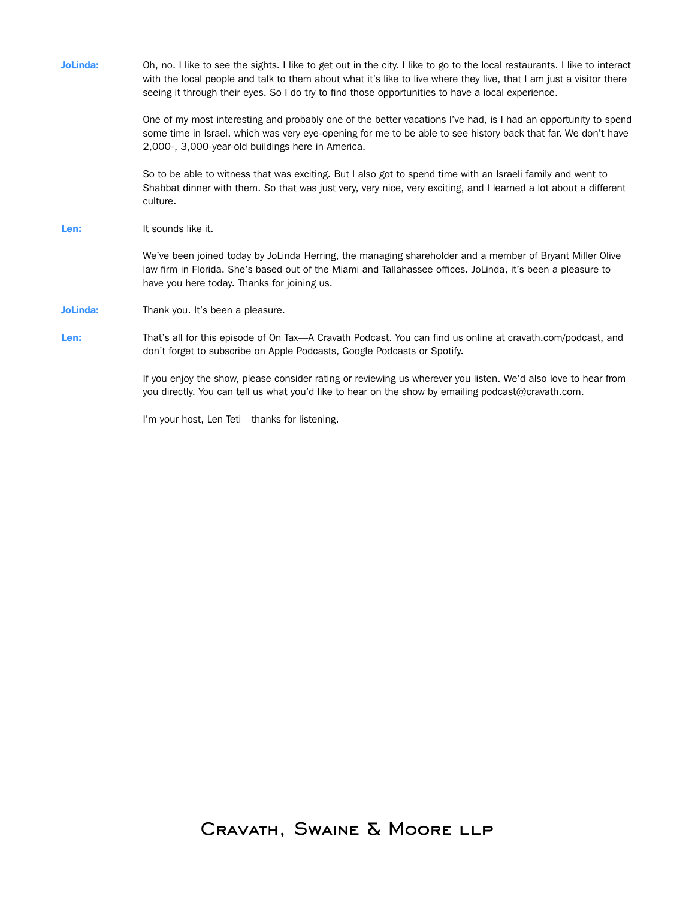**JoLinda:** Oh, no. I like to see the sights. I like to get out in the city. I like to go to the local restaurants. I like to interact with the local people and talk to them about what it's like to live where they live, that I am just a visitor there seeing it through their eyes. So I do try to find those opportunities to have a local experience.

One of my most interesting and probably one of the better vacations I've had, is I had an opportunity to spend some time in Israel, which was very eye-opening for me to be able to see history back that far. We don't have 2,000-, 3,000-year-old buildings here in America.

So to be able to witness that was exciting. But I also got to spend time with an Israeli family and went to Shabbat dinner with them. So that was just very, very nice, very exciting, and I learned a lot about a different culture.

**Len:** It sounds like it.

We've been joined today by JoLinda Herring, the managing shareholder and a member of Bryant Miller Olive law firm in Florida. She's based out of the Miami and Tallahassee offices. JoLinda, it's been a pleasure to have you here today. Thanks for joining us.

**JoLinda:** Thank you. It's been a pleasure.

**Len:** That's all for this episode of On Tax—A Cravath Podcast. You can find us online at cravath.com/podcast, and don't forget to subscribe on Apple Podcasts, Google Podcasts or Spotify.

If you enjoy the show, please consider rating or reviewing us wherever you listen. We'd also love to hear from you directly. You can tell us what you'd like to hear on the show by emailing podcast@cravath.com.

I'm your host, Len Teti—thanks for listening.